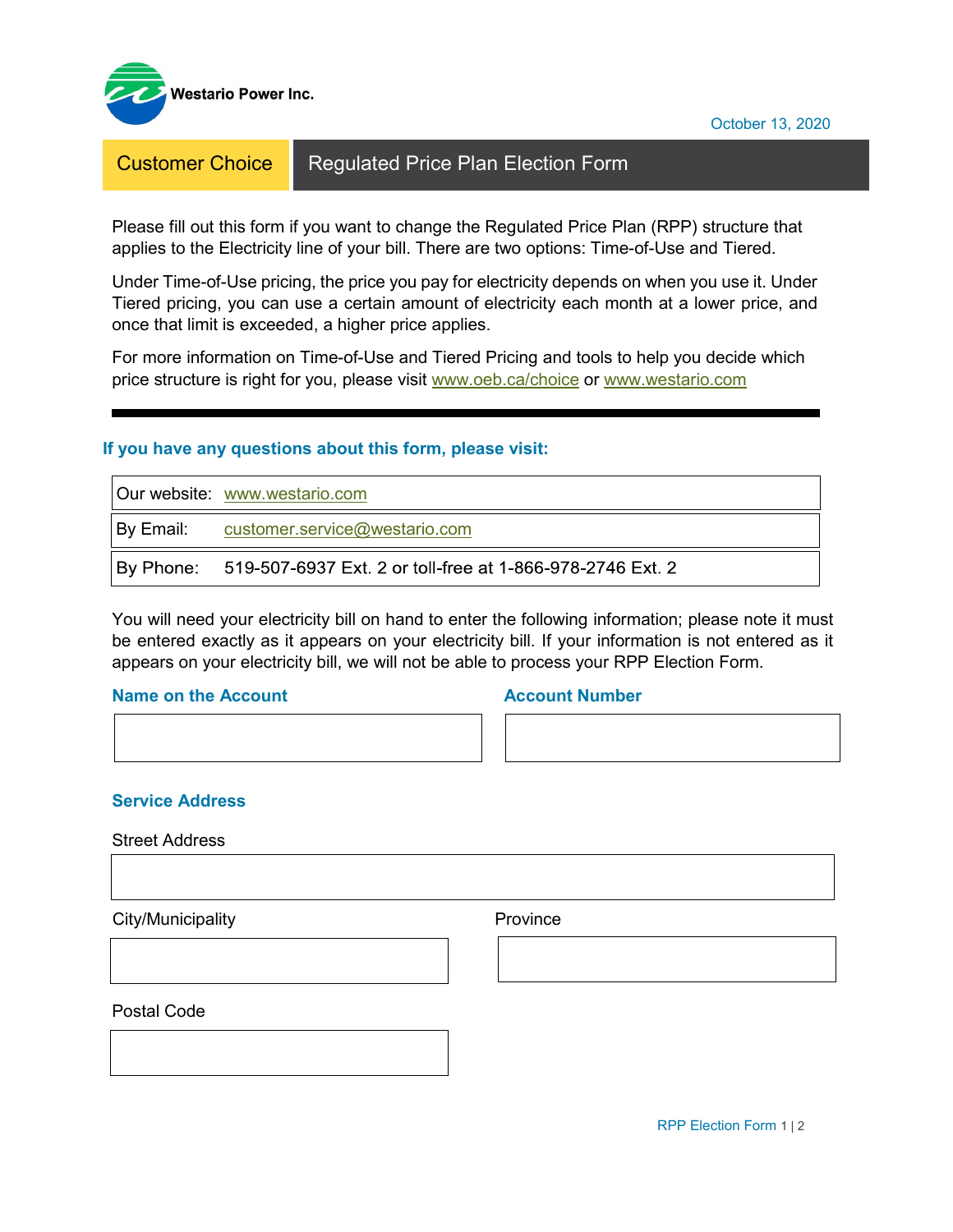Westario Power Inc.

October 13, 2020

# Customer Choice | Regulated Price Plan Election Form

Please fill out this form if you want to change the Regulated Price Plan (RPP) structure that applies to the Electricity line of your bill. There are two options: Time-of-Use and Tiered.

Under Time-of-Use pricing, the price you pay for electricity depends on when you use it. Under Tiered pricing, you can use a certain amount of electricity each month at a lower price, and once that limit is exceeded, a higher price applies.

For more information on Time-of-Use and Tiered Pricing and tools to help you decide which price structure is right for you, please visit www.oeb.ca/choice or www.westario.com

---

### If you have any questions about this form, please visit:

| | |
|---|---|
| Our website: | www.westario.com |
| By Email: | customer.service@westario.com |
| By Phone: | 519-507-6937 Ext. 2 or toll-free at 1-866-978-2746 Ext. 2 |

You will need your electricity bill on hand to enter the following information; please note it must be entered exactly as it appears on your electricity bill. If your information is not entered as it appears on your electricity bill, we will not be able to process your RPP Election Form.

**Name on the Account**

**Account Number**

**Service Address**

Street Address

City/Municipality

Province

Postal Code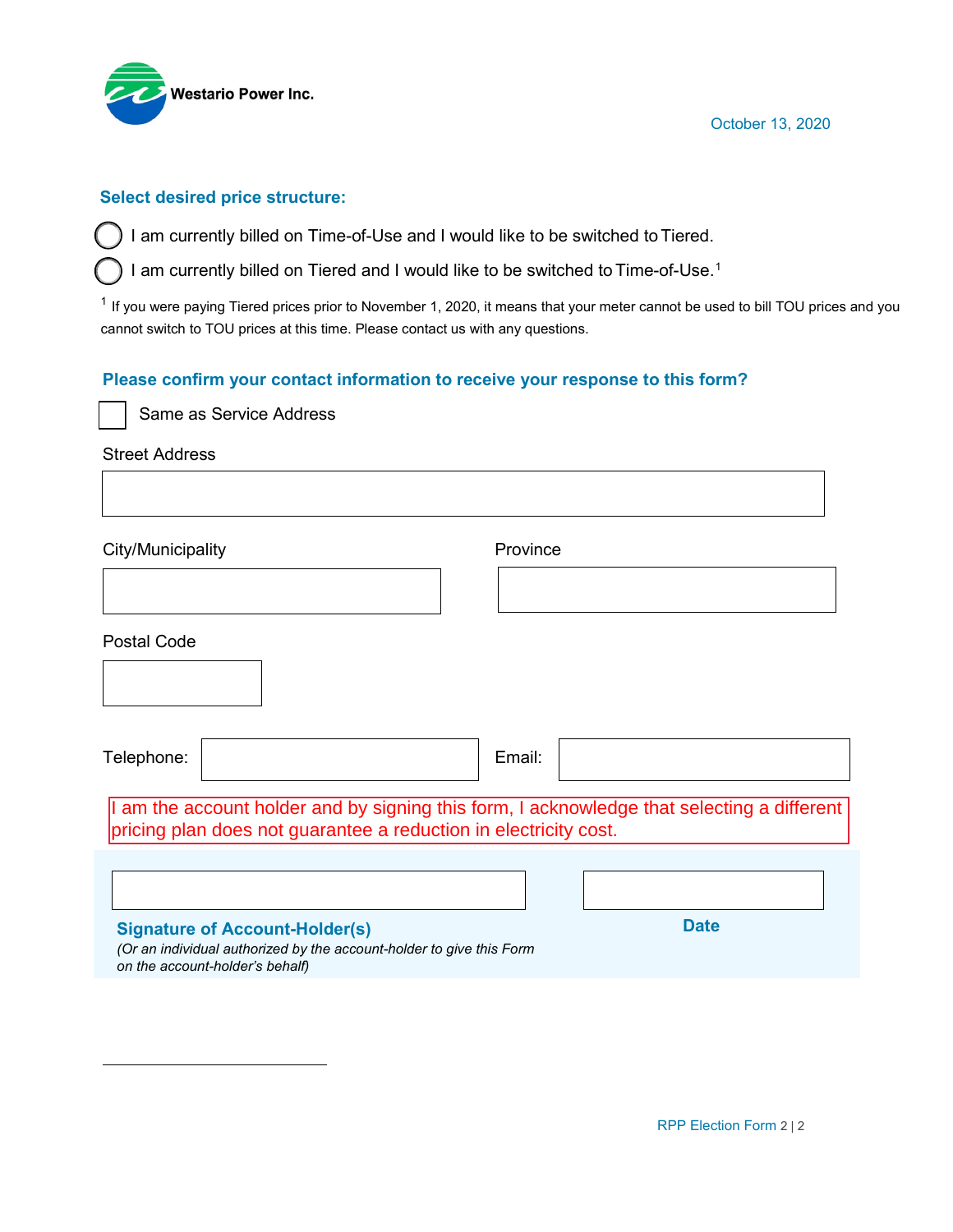Westario Power Inc.

October 13, 2020

### Select desired price structure:

- ◯ I am currently billed on Time-of-Use and I would like to be switched to Tiered.
- ◯ I am currently billed on Tiered and I would like to be switched to Time-of-Use.[1]

[1] If you were paying Tiered prices prior to November 1, 2020, it means that your meter cannot be used to bill TOU prices and you cannot switch to TOU prices at this time. Please contact us with any questions.

### Please confirm your contact information to receive your response to this form?

☐ Same as Service Address

Street Address

City/Municipality

Province

Postal Code

Telephone:

Email:

I am the account holder and by signing this form, I acknowledge that selecting a different pricing plan does not guarantee a reduction in electricity cost.

**Signature of Account-Holder(s)**

*(Or an individual authorized by the account-holder to give this Form on the account-holder's behalf)*

**Date**

RPP Election Form